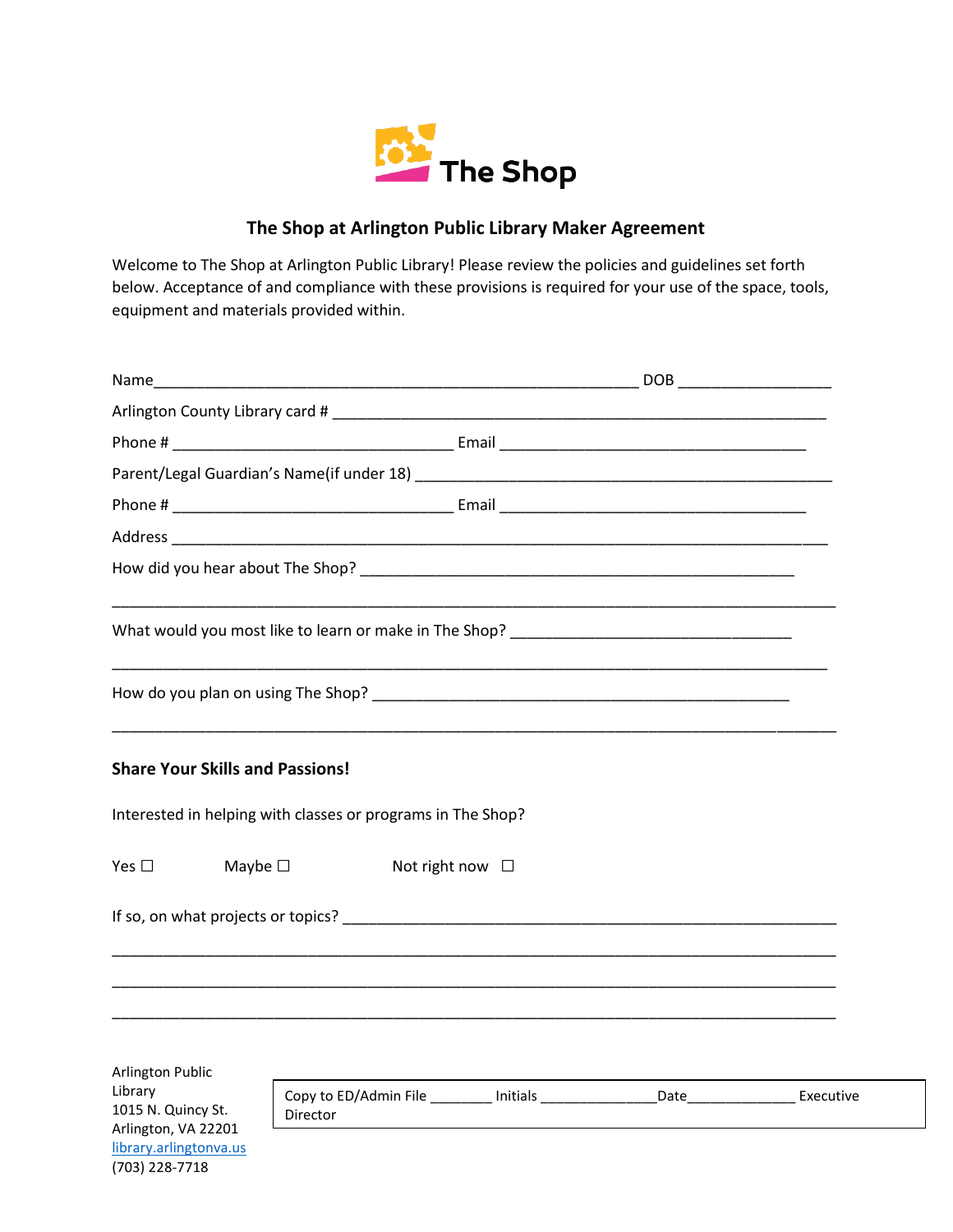The Shop

## The Shop at Arlington Public Library Maker Agreement

Welcome to The Shop at Arlington Public Library! Please review the policies and guidelines set forth below. Acceptance of and compliance with these provisions is required for your use of the space, tools, equipment and materials provided within.

Name_____________________________________________________________ DOB __________________

Arlington County Library card # ____________________________________________________________

Phone # __________________________________ Email _____________________________________

Parent/Legal Guardian's Name(if under 18) __________________________________________________

Phone # __________________________________ Email _____________________________________

Address _______________________________________________________________________________

How did you hear about The Shop? ____________________________________________________

________________________________________________________________________________________

What would you most like to learn or make in The Shop? __________________________________

________________________________________________________________________________________

How do you plan on using The Shop? ___________________________________________________

________________________________________________________________________________________

**Share Your Skills and Passions!**

Interested in helping with classes or programs in The Shop?

Yes ☐ Maybe ☐ Not right now ☐

If so, on what projects or topics? ____________________________________________________________

________________________________________________________________________________________

________________________________________________________________________________________

________________________________________________________________________________________

Arlington Public Library
1015 N. Quincy St.
Arlington, VA 22201
library.arlingtonva.us
(703) 228-7718

| Copy to ED/Admin File ________ Initials _______________Date______________ Executive Director |
|---|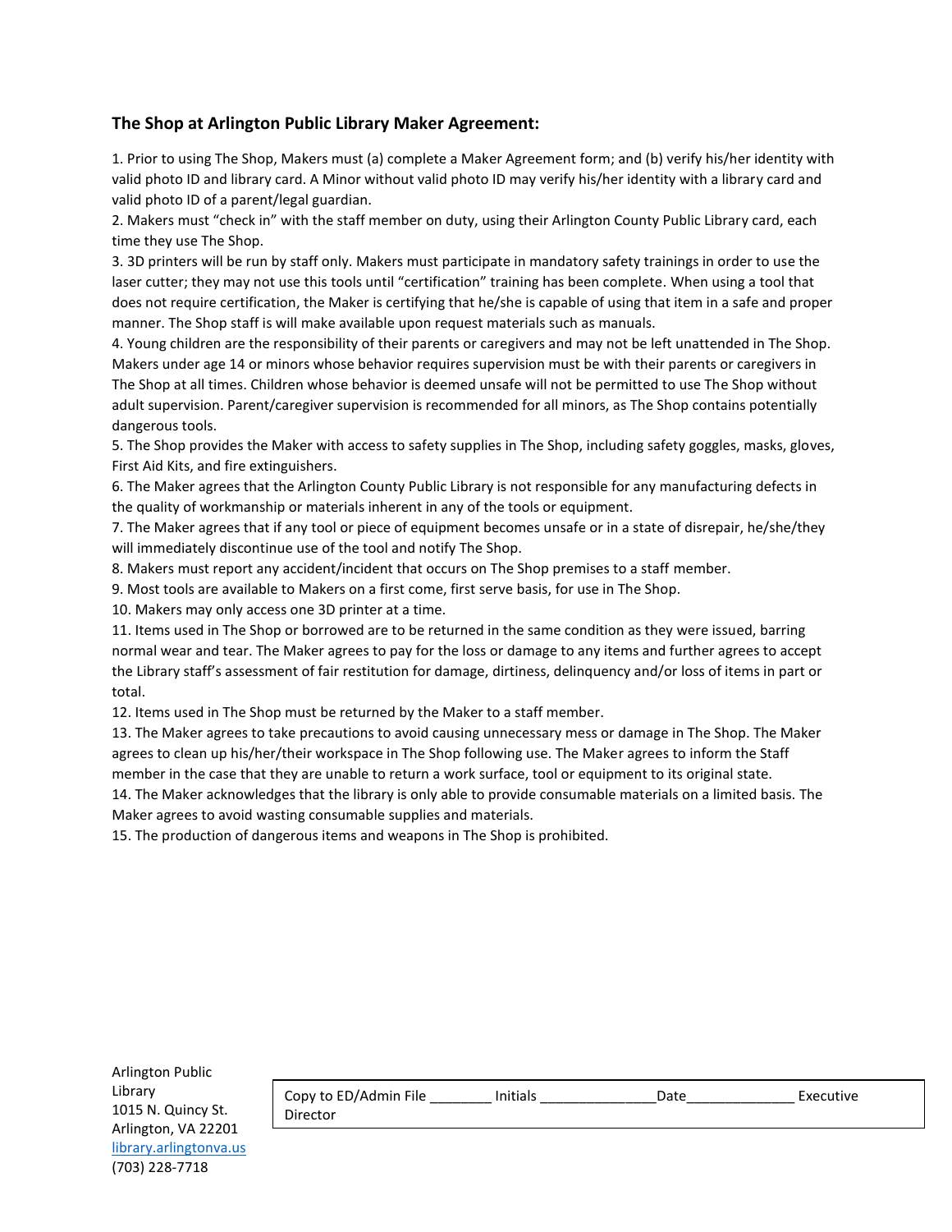### The Shop at Arlington Public Library Maker Agreement:

1. Prior to using The Shop, Makers must (a) complete a Maker Agreement form; and (b) verify his/her identity with valid photo ID and library card. A Minor without valid photo ID may verify his/her identity with a library card and valid photo ID of a parent/legal guardian.
2. Makers must "check in" with the staff member on duty, using their Arlington County Public Library card, each time they use The Shop.
3. 3D printers will be run by staff only. Makers must participate in mandatory safety trainings in order to use the laser cutter; they may not use this tools until "certification" training has been complete. When using a tool that does not require certification, the Maker is certifying that he/she is capable of using that item in a safe and proper manner. The Shop staff is will make available upon request materials such as manuals.
4. Young children are the responsibility of their parents or caregivers and may not be left unattended in The Shop. Makers under age 14 or minors whose behavior requires supervision must be with their parents or caregivers in The Shop at all times. Children whose behavior is deemed unsafe will not be permitted to use The Shop without adult supervision. Parent/caregiver supervision is recommended for all minors, as The Shop contains potentially dangerous tools.
5. The Shop provides the Maker with access to safety supplies in The Shop, including safety goggles, masks, gloves, First Aid Kits, and fire extinguishers.
6. The Maker agrees that the Arlington County Public Library is not responsible for any manufacturing defects in the quality of workmanship or materials inherent in any of the tools or equipment.
7. The Maker agrees that if any tool or piece of equipment becomes unsafe or in a state of disrepair, he/she/they will immediately discontinue use of the tool and notify The Shop.
8. Makers must report any accident/incident that occurs on The Shop premises to a staff member.
9. Most tools are available to Makers on a first come, first serve basis, for use in The Shop.
10. Makers may only access one 3D printer at a time.
11. Items used in The Shop or borrowed are to be returned in the same condition as they were issued, barring normal wear and tear. The Maker agrees to pay for the loss or damage to any items and further agrees to accept the Library staff's assessment of fair restitution for damage, dirtiness, delinquency and/or loss of items in part or total.
12. Items used in The Shop must be returned by the Maker to a staff member.
13. The Maker agrees to take precautions to avoid causing unnecessary mess or damage in The Shop. The Maker agrees to clean up his/her/their workspace in The Shop following use. The Maker agrees to inform the Staff member in the case that they are unable to return a work surface, tool or equipment to its original state.
14. The Maker acknowledges that the library is only able to provide consumable materials on a limited basis. The Maker agrees to avoid wasting consumable supplies and materials.
15. The production of dangerous items and weapons in The Shop is prohibited.

Arlington Public Library
1015 N. Quincy St.
Arlington, VA 22201
library.arlingtonva.us
(703) 228-7718

Copy to ED/Admin File ________ Initials _______________Date______________ Executive Director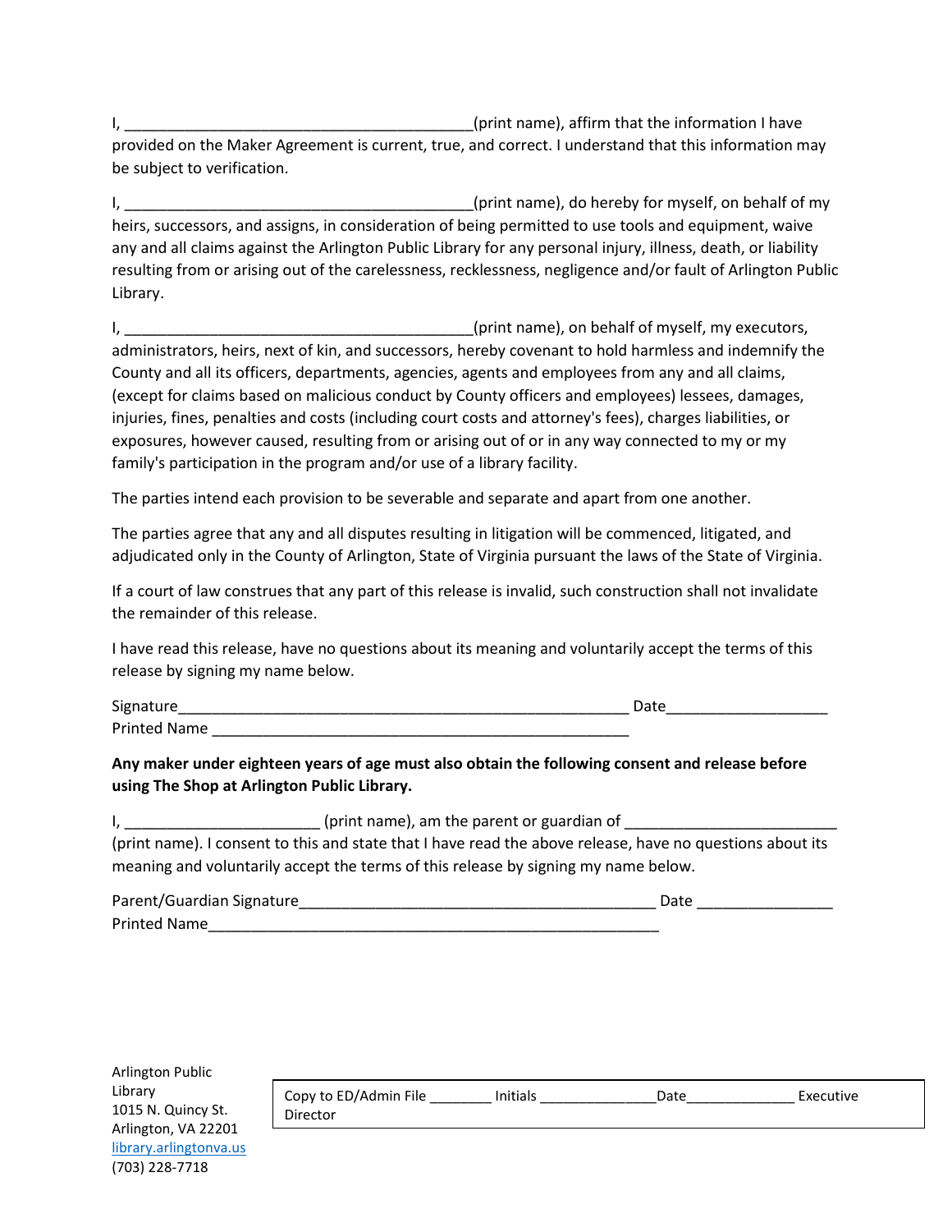I, ________________________________________(print name), affirm that the information I have provided on the Maker Agreement is current, true, and correct. I understand that this information may be subject to verification.

I, ________________________________________(print name), do hereby for myself, on behalf of my heirs, successors, and assigns, in consideration of being permitted to use tools and equipment, waive any and all claims against the Arlington Public Library for any personal injury, illness, death, or liability resulting from or arising out of the carelessness, recklessness, negligence and/or fault of Arlington Public Library.

I, ________________________________________(print name), on behalf of myself, my executors, administrators, heirs, next of kin, and successors, hereby covenant to hold harmless and indemnify the County and all its officers, departments, agencies, agents and employees from any and all claims, (except for claims based on malicious conduct by County officers and employees) lessees, damages, injuries, fines, penalties and costs (including court costs and attorney's fees), charges liabilities, or exposures, however caused, resulting from or arising out of or in any way connected to my or my family's participation in the program and/or use of a library facility.

The parties intend each provision to be severable and separate and apart from one another.

The parties agree that any and all disputes resulting in litigation will be commenced, litigated, and adjudicated only in the County of Arlington, State of Virginia pursuant the laws of the State of Virginia.

If a court of law construes that any part of this release is invalid, such construction shall not invalidate the remainder of this release.

I have read this release, have no questions about its meaning and voluntarily accept the terms of this release by signing my name below.

Signature____________________________________________________ Date__________________
Printed Name ________________________________________________

**Any maker under eighteen years of age must also obtain the following consent and release before using The Shop at Arlington Public Library.**

I, ______________________ (print name), am the parent or guardian of ________________________ (print name). I consent to this and state that I have read the above release, have no questions about its meaning and voluntarily accept the terms of this release by signing my name below.

Parent/Guardian Signature________________________________________ Date _______________
Printed Name____________________________________________________

Arlington Public Library
1015 N. Quincy St.
Arlington, VA 22201
library.arlingtonva.us
(703) 228-7718

Copy to ED/Admin File ________ Initials ______________Date_____________ Executive Director